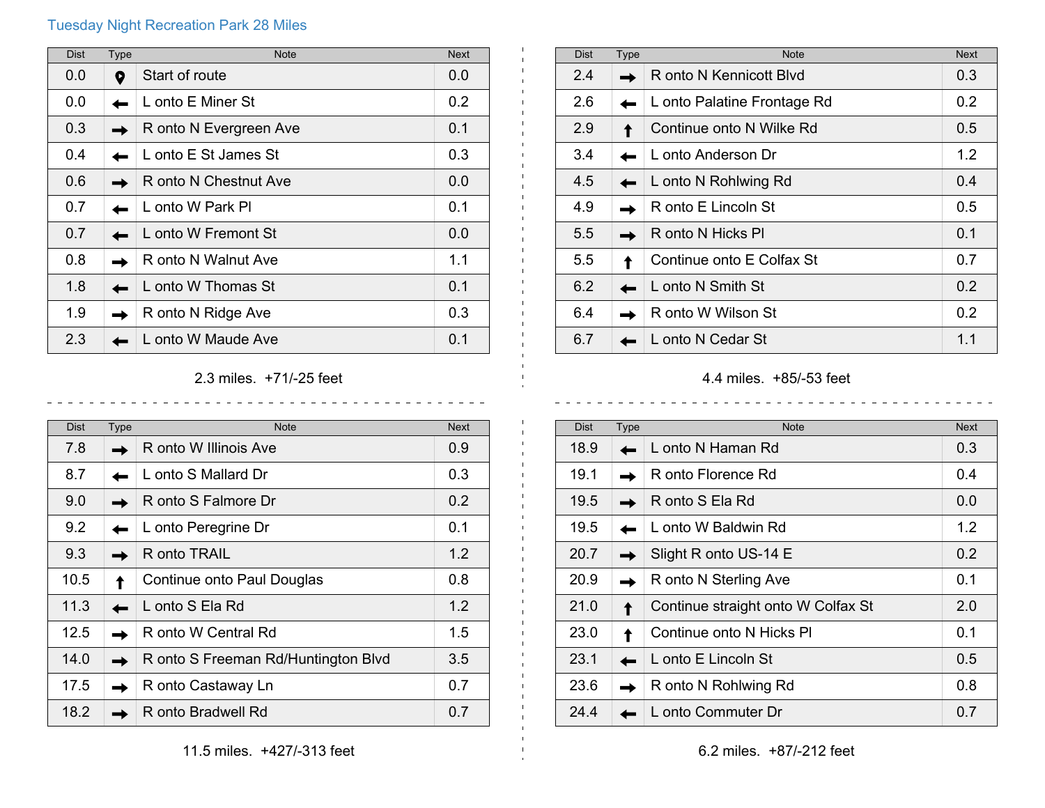# Tuesday Night Recreation Park 28 Miles

| Dist | Type | Note | Next |
|---|---|---|---|
| 0.0 | | Start of route | 0.0 |
| 0.0 | ← | L onto E Miner St | 0.2 |
| 0.3 | → | R onto N Evergreen Ave | 0.1 |
| 0.4 | ← | L onto E St James St | 0.3 |
| 0.6 | → | R onto N Chestnut Ave | 0.0 |
| 0.7 | ← | L onto W Park Pl | 0.1 |
| 0.7 | ← | L onto W Fremont St | 0.0 |
| 0.8 | → | R onto N Walnut Ave | 1.1 |
| 1.8 | ← | L onto W Thomas St | 0.1 |
| 1.9 | → | R onto N Ridge Ave | 0.3 |
| 2.3 | ← | L onto W Maude Ave | 0.1 |

2.3 miles. +71/-25 feet

| Dist | Type | Note | Next |
|---|---|---|---|
| 2.4 | → | R onto N Kennicott Blvd | 0.3 |
| 2.6 | ← | L onto Palatine Frontage Rd | 0.2 |
| 2.9 | ↑ | Continue onto N Wilke Rd | 0.5 |
| 3.4 | ← | L onto Anderson Dr | 1.2 |
| 4.5 | ← | L onto N Rohlwing Rd | 0.4 |
| 4.9 | → | R onto E Lincoln St | 0.5 |
| 5.5 | → | R onto N Hicks Pl | 0.1 |
| 5.5 | ↑ | Continue onto E Colfax St | 0.7 |
| 6.2 | ← | L onto N Smith St | 0.2 |
| 6.4 | → | R onto W Wilson St | 0.2 |
| 6.7 | ← | L onto N Cedar St | 1.1 |

4.4 miles. +85/-53 feet

| Dist | Type | Note | Next |
|---|---|---|---|
| 7.8 | → | R onto W Illinois Ave | 0.9 |
| 8.7 | ← | L onto S Mallard Dr | 0.3 |
| 9.0 | → | R onto S Falmore Dr | 0.2 |
| 9.2 | ← | L onto Peregrine Dr | 0.1 |
| 9.3 | → | R onto TRAIL | 1.2 |
| 10.5 | ↑ | Continue onto Paul Douglas | 0.8 |
| 11.3 | ← | L onto S Ela Rd | 1.2 |
| 12.5 | → | R onto W Central Rd | 1.5 |
| 14.0 | → | R onto S Freeman Rd/Huntington Blvd | 3.5 |
| 17.5 | → | R onto Castaway Ln | 0.7 |
| 18.2 | → | R onto Bradwell Rd | 0.7 |

11.5 miles. +427/-313 feet

| Dist | Type | Note | Next |
|---|---|---|---|
| 18.9 | ← | L onto N Haman Rd | 0.3 |
| 19.1 | → | R onto Florence Rd | 0.4 |
| 19.5 | → | R onto S Ela Rd | 0.0 |
| 19.5 | ← | L onto W Baldwin Rd | 1.2 |
| 20.7 | → | Slight R onto US-14 E | 0.2 |
| 20.9 | → | R onto N Sterling Ave | 0.1 |
| 21.0 | ↑ | Continue straight onto W Colfax St | 2.0 |
| 23.0 | ↑ | Continue onto N Hicks Pl | 0.1 |
| 23.1 | ← | L onto E Lincoln St | 0.5 |
| 23.6 | → | R onto N Rohlwing Rd | 0.8 |
| 24.4 | ← | L onto Commuter Dr | 0.7 |

6.2 miles. +87/-212 feet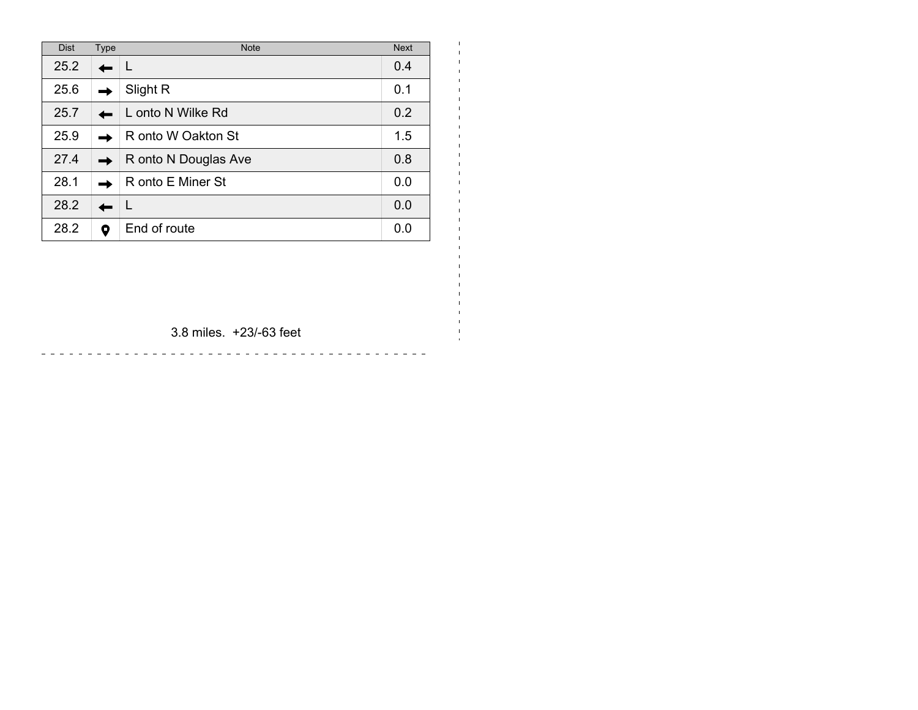| Dist | Type | Note | Next |
|---|---|---|---|
| 25.2 | ← | L | 0.4 |
| 25.6 | → | Slight R | 0.1 |
| 25.7 | ← | L onto N Wilke Rd | 0.2 |
| 25.9 | → | R onto W Oakton St | 1.5 |
| 27.4 | → | R onto N Douglas Ave | 0.8 |
| 28.1 | → | R onto E Miner St | 0.0 |
| 28.2 | ← | L | 0.0 |
| 28.2 | 📍 | End of route | 0.0 |

3.8 miles. +23/-63 feet